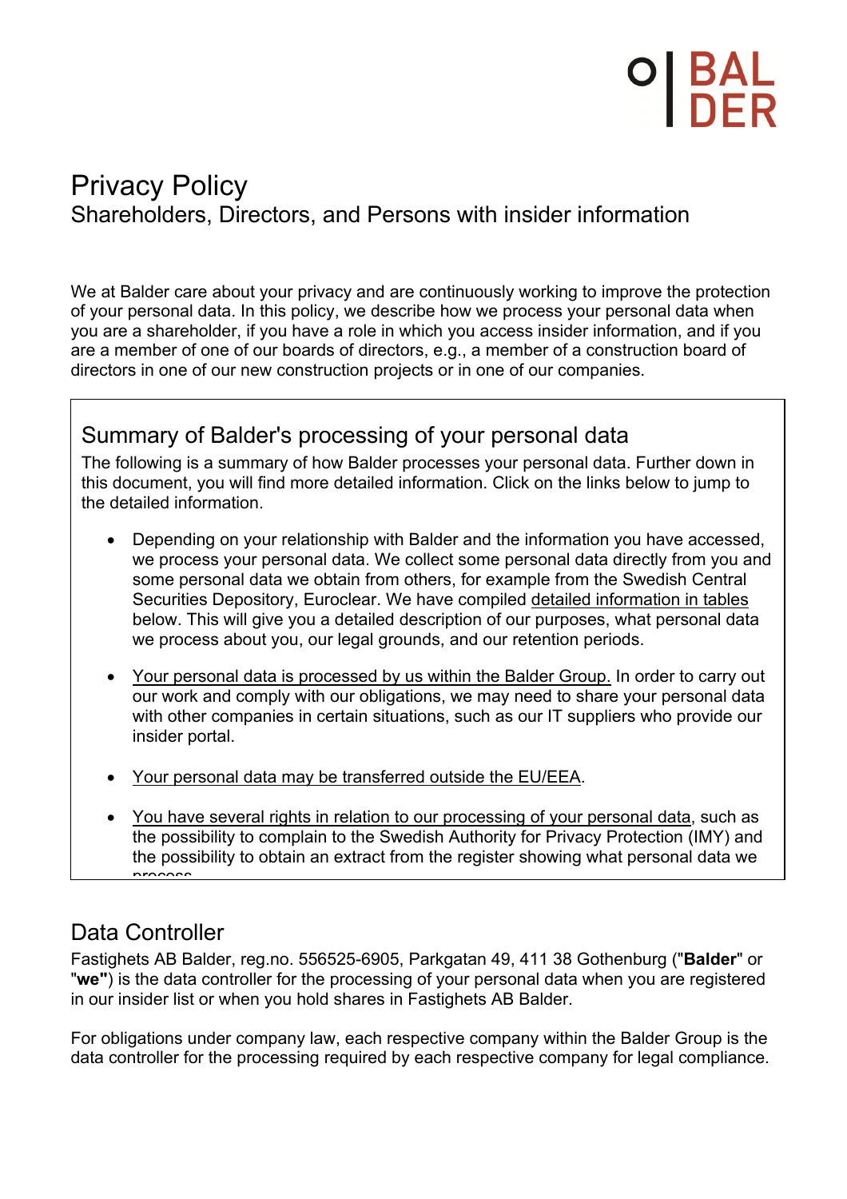# Privacy Policy

Shareholders, Directors, and Persons with insider information

We at Balder care about your privacy and are continuously working to improve the protection of your personal data. In this policy, we describe how we process your personal data when you are a shareholder, if you have a role in which you access insider information, and if you are a member of one of our boards of directors, e.g., a member of a construction board of directors in one of our new construction projects or in one of our companies.

## Summary of Balder's processing of your personal data

The following is a summary of how Balder processes your personal data. Further down in this document, you will find more detailed information. Click on the links below to jump to the detailed information.

- Depending on your relationship with Balder and the information you have accessed, we process your personal data. We collect some personal data directly from you and some personal data we obtain from others, for example from the Swedish Central Securities Depository, Euroclear. We have compiled detailed information in tables below. This will give you a detailed description of our purposes, what personal data we process about you, our legal grounds, and our retention periods.
- Your personal data is processed by us within the Balder Group. In order to carry out our work and comply with our obligations, we may need to share your personal data with other companies in certain situations, such as our IT suppliers who provide our insider portal.
- Your personal data may be transferred outside the EU/EEA.
- You have several rights in relation to our processing of your personal data, such as the possibility to complain to the Swedish Authority for Privacy Protection (IMY) and the possibility to obtain an extract from the register showing what personal data we process.

## Data Controller

Fastighets AB Balder, reg.no. 556525-6905, Parkgatan 49, 411 38 Gothenburg ("**Balder**" or "**we"**) is the data controller for the processing of your personal data when you are registered in our insider list or when you hold shares in Fastighets AB Balder.

For obligations under company law, each respective company within the Balder Group is the data controller for the processing required by each respective company for legal compliance.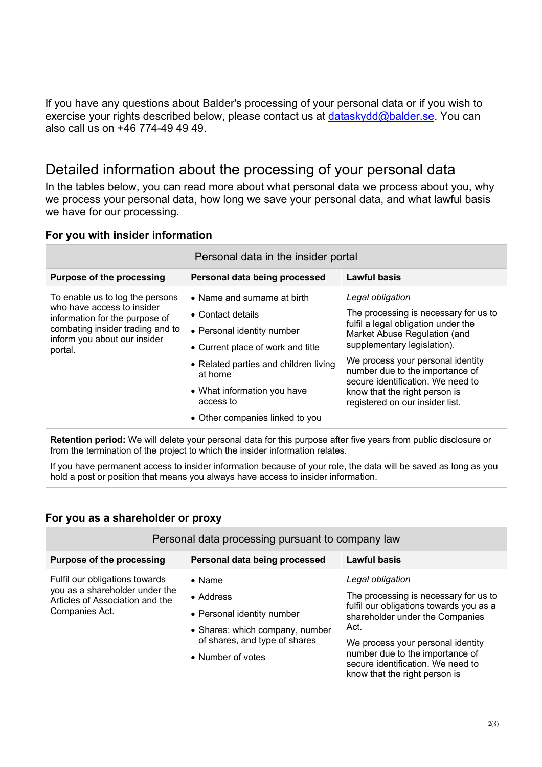If you have any questions about Balder's processing of your personal data or if you wish to exercise your rights described below, please contact us at [dataskydd@balder.se](mailto:dataskydd@balder.se). You can also call us on +46 774-49 49 49.

## Detailed information about the processing of your personal data

In the tables below, you can read more about what personal data we process about you, why we process your personal data, how long we save your personal data, and what lawful basis we have for our processing.

### For you with insider information

| Personal data in the insider portal | | |
|---|---|---|
| **Purpose of the processing** | **Personal data being processed** | **Lawful basis** |
| To enable us to log the persons who have access to insider information for the purpose of combating insider trading and to inform you about our insider portal. | • Name and surname at birth<br>• Contact details<br>• Personal identity number<br>• Current place of work and title<br>• Related parties and children living at home<br>• What information you have access to<br>• Other companies linked to you | *Legal obligation*<br>The processing is necessary for us to fulfil a legal obligation under the Market Abuse Regulation (and supplementary legislation).<br>We process your personal identity number due to the importance of secure identification. We need to know that the right person is registered on our insider list. |
| **Retention period:** We will delete your personal data for this purpose after five years from public disclosure or from the termination of the project to which the insider information relates.<br>If you have permanent access to insider information because of your role, the data will be saved as long as you hold a post or position that means you always have access to insider information. | | |

### For you as a shareholder or proxy

| Personal data processing pursuant to company law | | |
|---|---|---|
| **Purpose of the processing** | **Personal data being processed** | **Lawful basis** |
| Fulfil our obligations towards you as a shareholder under the Articles of Association and the Companies Act. | • Name<br>• Address<br>• Personal identity number<br>• Shares: which company, number of shares, and type of shares<br>• Number of votes | *Legal obligation*<br>The processing is necessary for us to fulfil our obligations towards you as a shareholder under the Companies Act.<br>We process your personal identity number due to the importance of secure identification. We need to know that the right person is |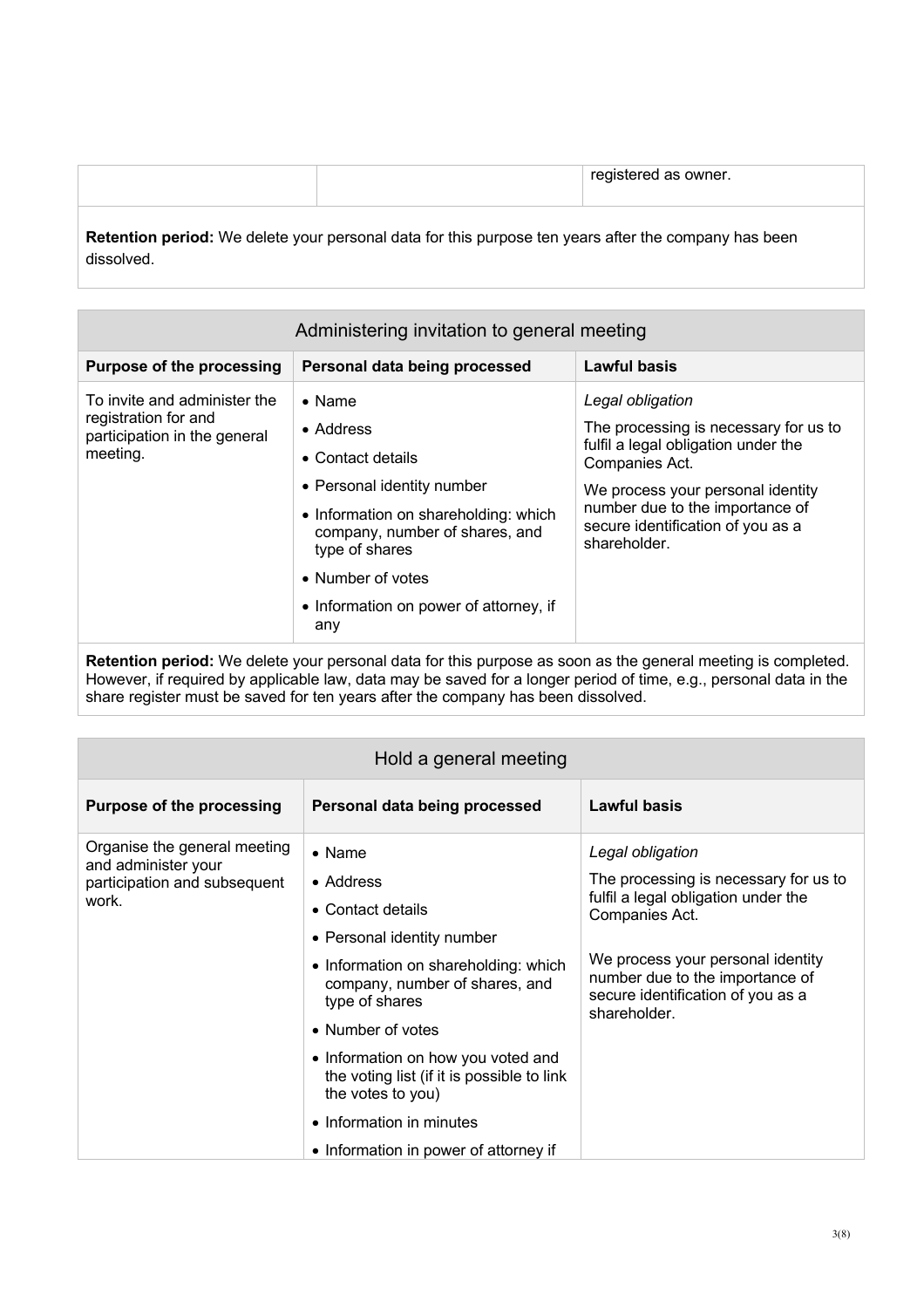| | | registered as owner. |
|---|---|---|

**Retention period:** We delete your personal data for this purpose ten years after the company has been dissolved.

| Administering invitation to general meeting | | |
|---|---|---|
| **Purpose of the processing** | **Personal data being processed** | **Lawful basis** |
| To invite and administer the registration for and participation in the general meeting. | • Name<br>• Address<br>• Contact details<br>• Personal identity number<br>• Information on shareholding: which company, number of shares, and type of shares<br>• Number of votes<br>• Information on power of attorney, if any | *Legal obligation*<br>The processing is necessary for us to fulfil a legal obligation under the Companies Act.<br>We process your personal identity number due to the importance of secure identification of you as a shareholder. |

**Retention period:** We delete your personal data for this purpose as soon as the general meeting is completed. However, if required by applicable law, data may be saved for a longer period of time, e.g., personal data in the share register must be saved for ten years after the company has been dissolved.

| Hold a general meeting | | |
|---|---|---|
| **Purpose of the processing** | **Personal data being processed** | **Lawful basis** |
| Organise the general meeting and administer your participation and subsequent work. | • Name<br>• Address<br>• Contact details<br>• Personal identity number<br>• Information on shareholding: which company, number of shares, and type of shares<br>• Number of votes<br>• Information on how you voted and the voting list (if it is possible to link the votes to you)<br>• Information in minutes<br>• Information in power of attorney if | *Legal obligation*<br>The processing is necessary for us to fulfil a legal obligation under the Companies Act.<br>We process your personal identity number due to the importance of secure identification of you as a shareholder. |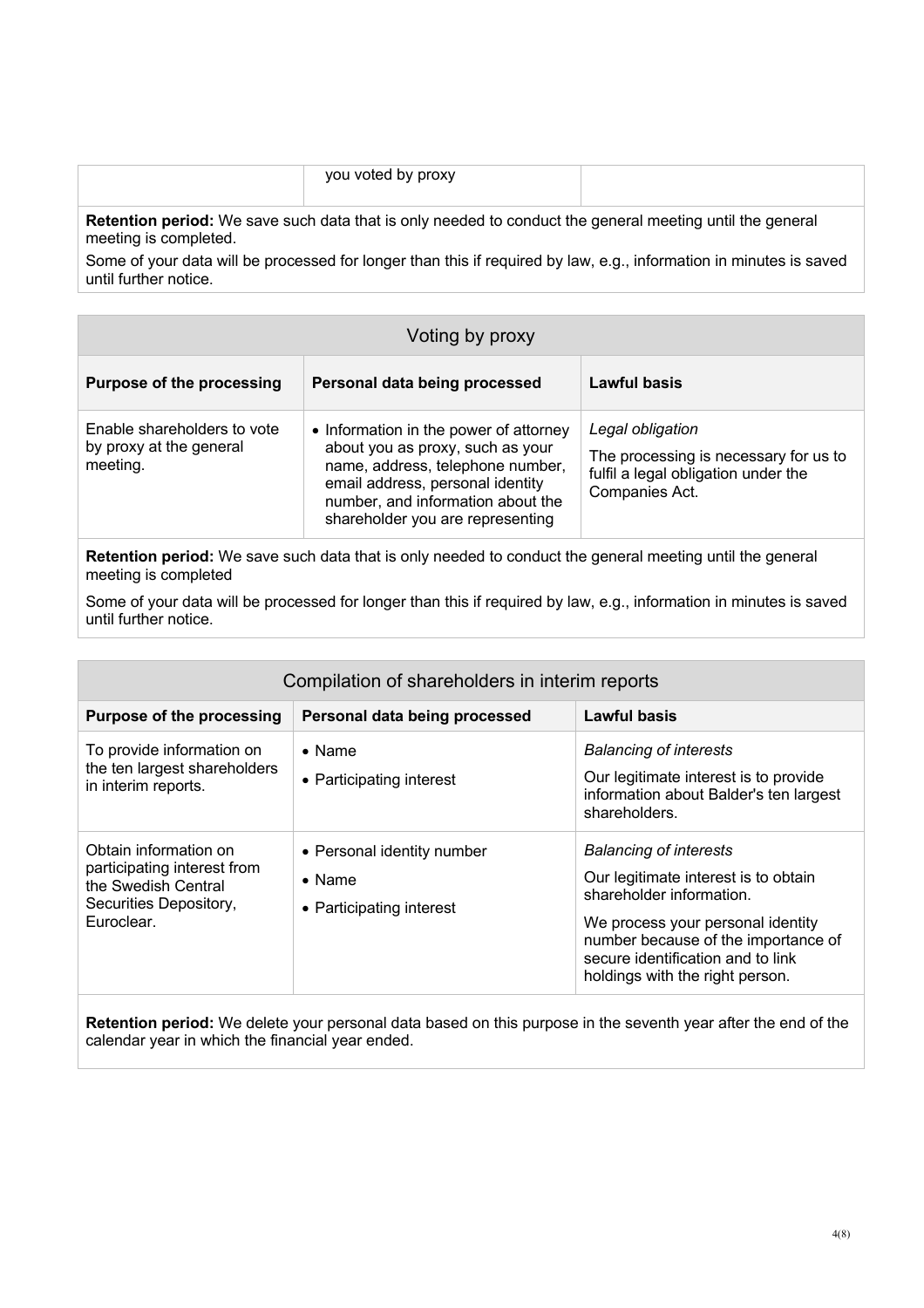| | you voted by proxy | |
|---|---|---|

**Retention period:** We save such data that is only needed to conduct the general meeting until the general meeting is completed.

Some of your data will be processed for longer than this if required by law, e.g., information in minutes is saved until further notice.

## Voting by proxy

| Purpose of the processing | Personal data being processed | Lawful basis |
|---|---|---|
| Enable shareholders to vote by proxy at the general meeting. | • Information in the power of attorney about you as proxy, such as your name, address, telephone number, email address, personal identity number, and information about the shareholder you are representing | *Legal obligation*<br>The processing is necessary for us to fulfil a legal obligation under the Companies Act. |

**Retention period:** We save such data that is only needed to conduct the general meeting until the general meeting is completed

Some of your data will be processed for longer than this if required by law, e.g., information in minutes is saved until further notice.

## Compilation of shareholders in interim reports

| Purpose of the processing | Personal data being processed | Lawful basis |
|---|---|---|
| To provide information on the ten largest shareholders in interim reports. | • Name<br>• Participating interest | *Balancing of interests*<br>Our legitimate interest is to provide information about Balder's ten largest shareholders. |
| Obtain information on participating interest from the Swedish Central Securities Depository, Euroclear. | • Personal identity number<br>• Name<br>• Participating interest | *Balancing of interests*<br>Our legitimate interest is to obtain shareholder information.<br>We process your personal identity number because of the importance of secure identification and to link holdings with the right person. |

**Retention period:** We delete your personal data based on this purpose in the seventh year after the end of the calendar year in which the financial year ended.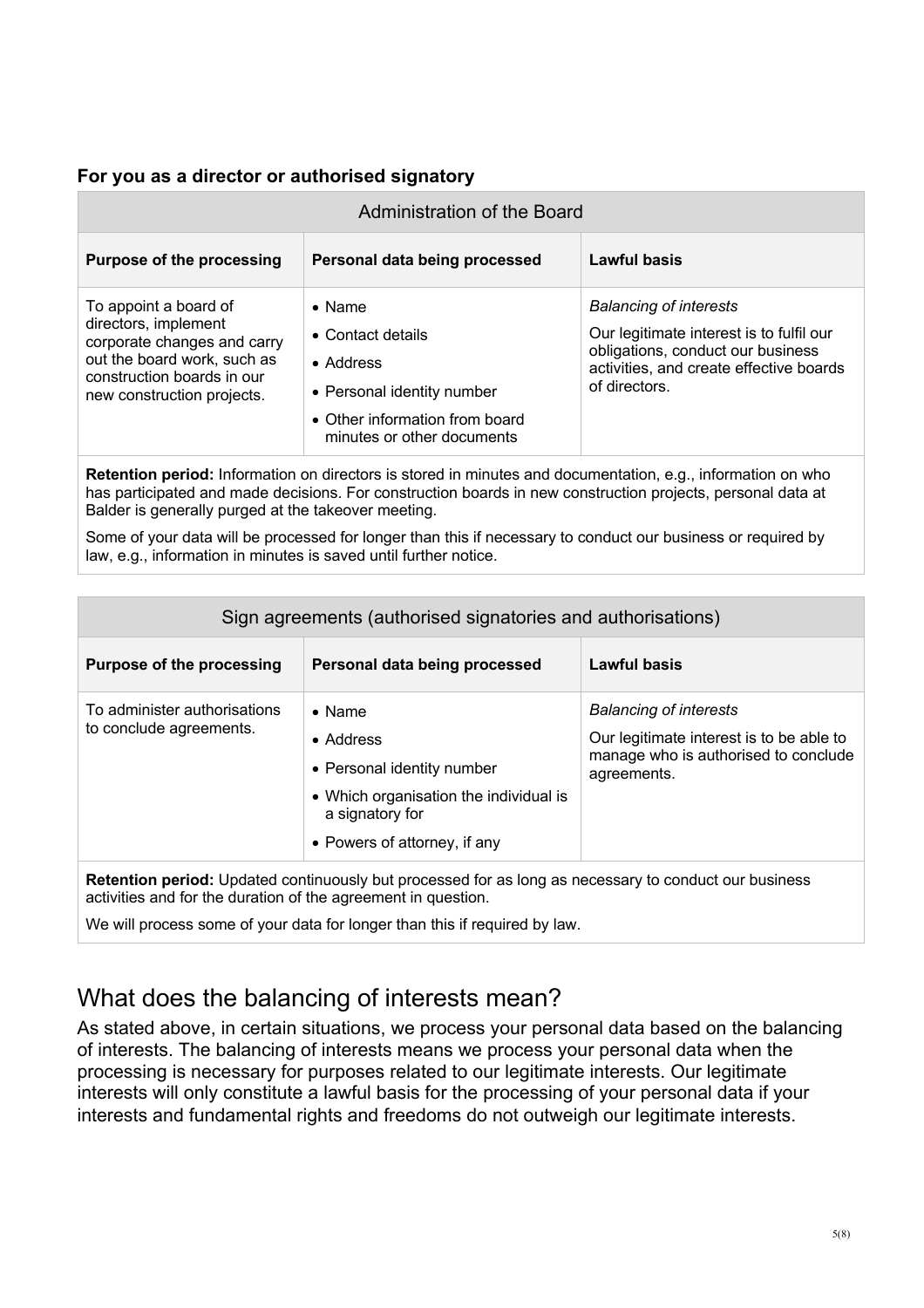### For you as a director or authorised signatory

| Administration of the Board | | |
|---|---|---|
| **Purpose of the processing** | **Personal data being processed** | **Lawful basis** |
| To appoint a board of directors, implement corporate changes and carry out the board work, such as construction boards in our new construction projects. | • Name<br>• Contact details<br>• Address<br>• Personal identity number<br>• Other information from board minutes or other documents | *Balancing of interests*<br>Our legitimate interest is to fulfil our obligations, conduct our business activities, and create effective boards of directors. |
| **Retention period:** Information on directors is stored in minutes and documentation, e.g., information on who has participated and made decisions. For construction boards in new construction projects, personal data at Balder is generally purged at the takeover meeting.<br>Some of your data will be processed for longer than this if necessary to conduct our business or required by law, e.g., information in minutes is saved until further notice. | | |

| Sign agreements (authorised signatories and authorisations) | | |
|---|---|---|
| **Purpose of the processing** | **Personal data being processed** | **Lawful basis** |
| To administer authorisations to conclude agreements. | • Name<br>• Address<br>• Personal identity number<br>• Which organisation the individual is a signatory for<br>• Powers of attorney, if any | *Balancing of interests*<br>Our legitimate interest is to be able to manage who is authorised to conclude agreements. |
| **Retention period:** Updated continuously but processed for as long as necessary to conduct our business activities and for the duration of the agreement in question.<br>We will process some of your data for longer than this if required by law. | | |

## What does the balancing of interests mean?

As stated above, in certain situations, we process your personal data based on the balancing of interests. The balancing of interests means we process your personal data when the processing is necessary for purposes related to our legitimate interests. Our legitimate interests will only constitute a lawful basis for the processing of your personal data if your interests and fundamental rights and freedoms do not outweigh our legitimate interests.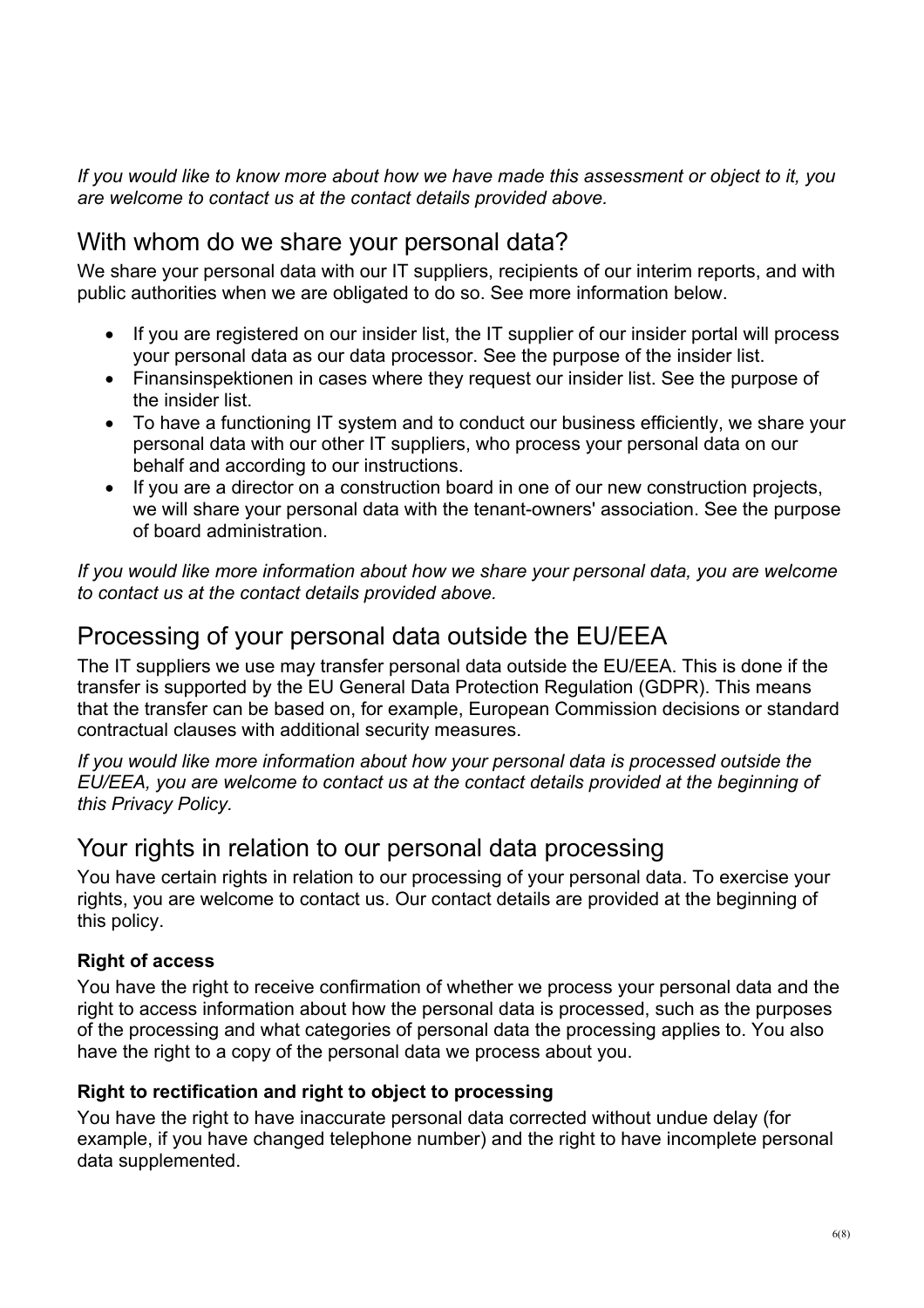*If you would like to know more about how we have made this assessment or object to it, you are welcome to contact us at the contact details provided above.*

## With whom do we share your personal data?

We share your personal data with our IT suppliers, recipients of our interim reports, and with public authorities when we are obligated to do so. See more information below.

- If you are registered on our insider list, the IT supplier of our insider portal will process your personal data as our data processor. See the purpose of the insider list.
- Finansinspektionen in cases where they request our insider list. See the purpose of the insider list.
- To have a functioning IT system and to conduct our business efficiently, we share your personal data with our other IT suppliers, who process your personal data on our behalf and according to our instructions.
- If you are a director on a construction board in one of our new construction projects, we will share your personal data with the tenant-owners' association. See the purpose of board administration.

*If you would like more information about how we share your personal data, you are welcome to contact us at the contact details provided above.*

## Processing of your personal data outside the EU/EEA

The IT suppliers we use may transfer personal data outside the EU/EEA. This is done if the transfer is supported by the EU General Data Protection Regulation (GDPR). This means that the transfer can be based on, for example, European Commission decisions or standard contractual clauses with additional security measures.

*If you would like more information about how your personal data is processed outside the EU/EEA, you are welcome to contact us at the contact details provided at the beginning of this Privacy Policy.*

## Your rights in relation to our personal data processing

You have certain rights in relation to our processing of your personal data. To exercise your rights, you are welcome to contact us. Our contact details are provided at the beginning of this policy.

### Right of access

You have the right to receive confirmation of whether we process your personal data and the right to access information about how the personal data is processed, such as the purposes of the processing and what categories of personal data the processing applies to. You also have the right to a copy of the personal data we process about you.

### Right to rectification and right to object to processing

You have the right to have inaccurate personal data corrected without undue delay (for example, if you have changed telephone number) and the right to have incomplete personal data supplemented.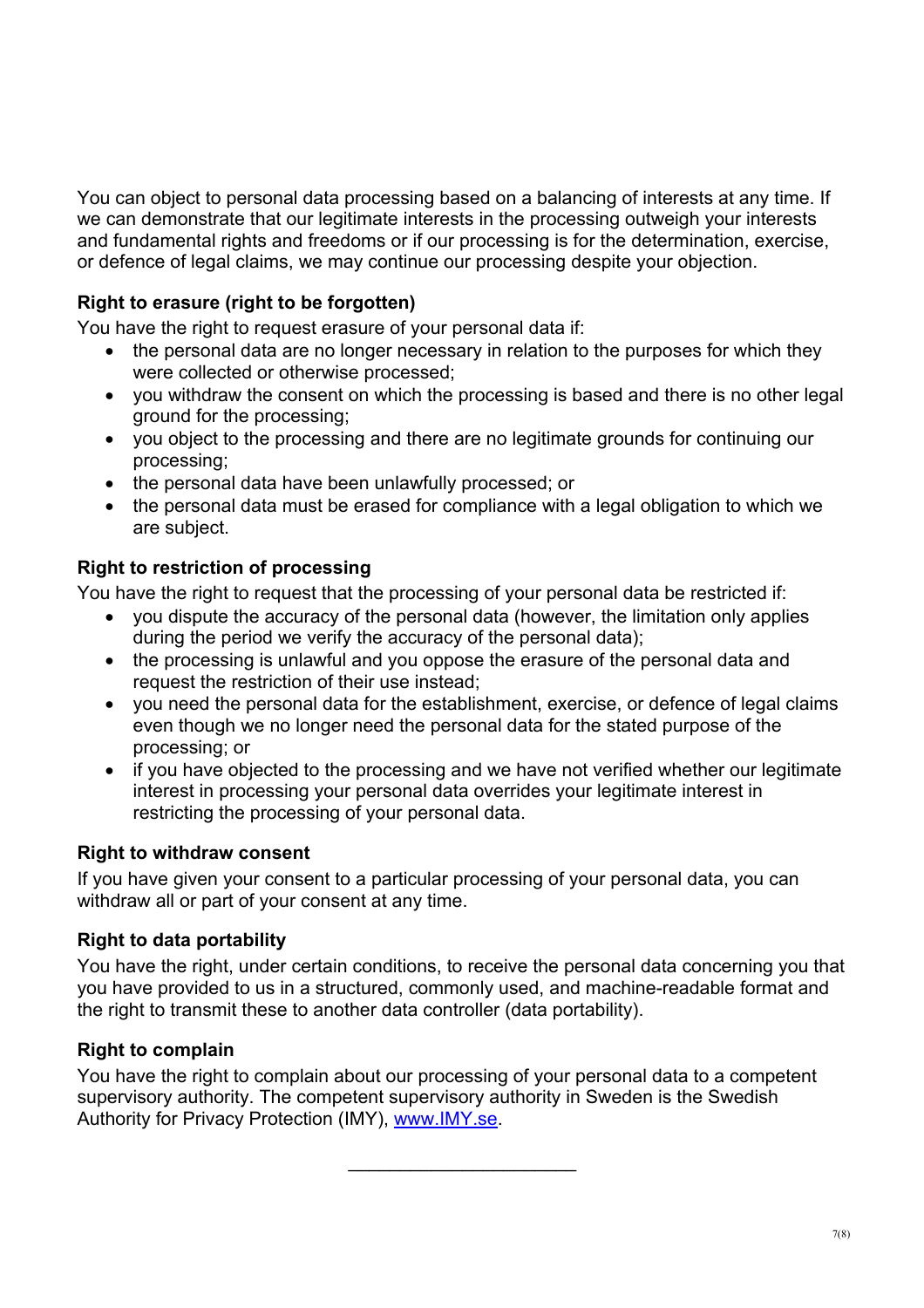You can object to personal data processing based on a balancing of interests at any time. If we can demonstrate that our legitimate interests in the processing outweigh your interests and fundamental rights and freedoms or if our processing is for the determination, exercise, or defence of legal claims, we may continue our processing despite your objection.

**Right to erasure (right to be forgotten)**

You have the right to request erasure of your personal data if:

- the personal data are no longer necessary in relation to the purposes for which they were collected or otherwise processed;
- you withdraw the consent on which the processing is based and there is no other legal ground for the processing;
- you object to the processing and there are no legitimate grounds for continuing our processing;
- the personal data have been unlawfully processed; or
- the personal data must be erased for compliance with a legal obligation to which we are subject.

**Right to restriction of processing**

You have the right to request that the processing of your personal data be restricted if:

- you dispute the accuracy of the personal data (however, the limitation only applies during the period we verify the accuracy of the personal data);
- the processing is unlawful and you oppose the erasure of the personal data and request the restriction of their use instead;
- you need the personal data for the establishment, exercise, or defence of legal claims even though we no longer need the personal data for the stated purpose of the processing; or
- if you have objected to the processing and we have not verified whether our legitimate interest in processing your personal data overrides your legitimate interest in restricting the processing of your personal data.

**Right to withdraw consent**

If you have given your consent to a particular processing of your personal data, you can withdraw all or part of your consent at any time.

**Right to data portability**

You have the right, under certain conditions, to receive the personal data concerning you that you have provided to us in a structured, commonly used, and machine-readable format and the right to transmit these to another data controller (data portability).

**Right to complain**

You have the right to complain about our processing of your personal data to a competent supervisory authority. The competent supervisory authority in Sweden is the Swedish Authority for Privacy Protection (IMY), www.IMY.se.

---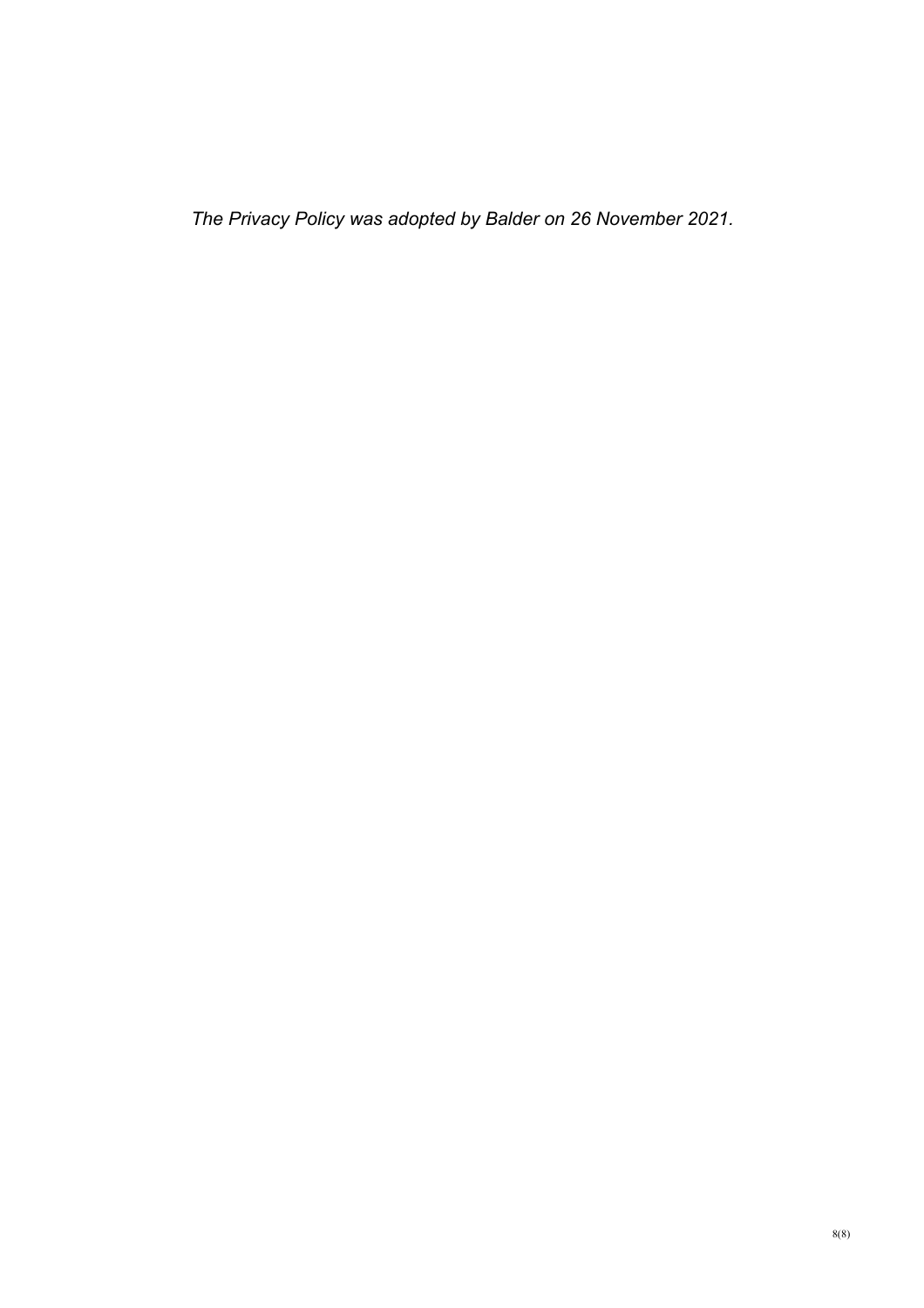*The Privacy Policy was adopted by Balder on 26 November 2021.*